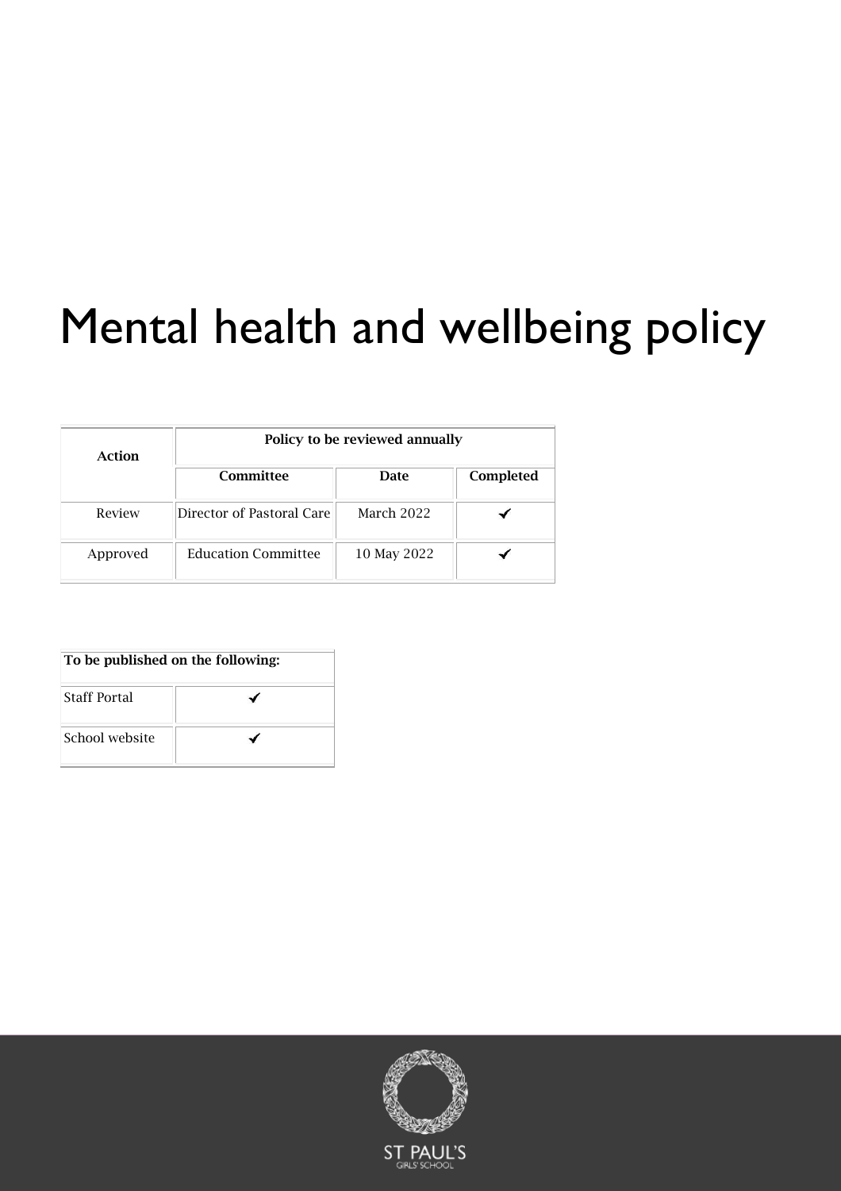# Mental health and wellbeing policy

| Action | Policy to be reviewed annually | | |
|---|---|---|---|
| | **Committee** | **Date** | **Completed** |
| Review | Director of Pastoral Care | March 2022 | ✔ |
| Approved | Education Committee | 10 May 2022 | ✔ |

| To be published on the following: | |
|---|---|
| Staff Portal | ✔ |
| School website | ✔ |

ST PAUL'S
GIRLS' SCHOOL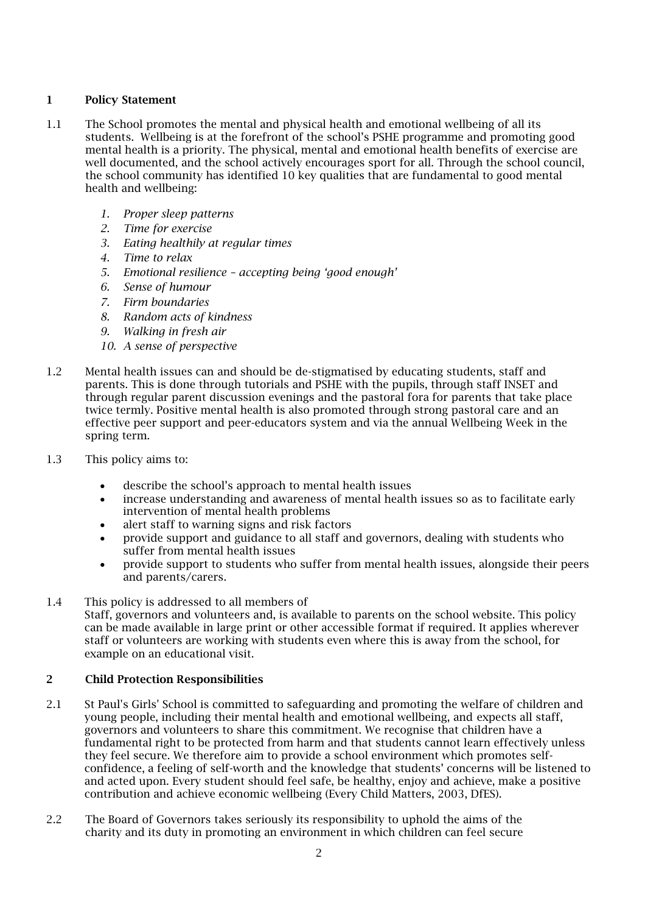## 1 Policy Statement

1.1 The School promotes the mental and physical health and emotional wellbeing of all its students. Wellbeing is at the forefront of the school's PSHE programme and promoting good mental health is a priority. The physical, mental and emotional health benefits of exercise are well documented, and the school actively encourages sport for all. Through the school council, the school community has identified 10 key qualities that are fundamental to good mental health and wellbeing:

1. *Proper sleep patterns*
2. *Time for exercise*
3. *Eating healthily at regular times*
4. *Time to relax*
5. *Emotional resilience – accepting being 'good enough'*
6. *Sense of humour*
7. *Firm boundaries*
8. *Random acts of kindness*
9. *Walking in fresh air*
10. *A sense of perspective*

1.2 Mental health issues can and should be de-stigmatised by educating students, staff and parents. This is done through tutorials and PSHE with the pupils, through staff INSET and through regular parent discussion evenings and the pastoral fora for parents that take place twice termly. Positive mental health is also promoted through strong pastoral care and an effective peer support and peer-educators system and via the annual Wellbeing Week in the spring term.

1.3 This policy aims to:

- describe the school's approach to mental health issues
- increase understanding and awareness of mental health issues so as to facilitate early intervention of mental health problems
- alert staff to warning signs and risk factors
- provide support and guidance to all staff and governors, dealing with students who suffer from mental health issues
- provide support to students who suffer from mental health issues, alongside their peers and parents/carers.

1.4 This policy is addressed to all members of Staff, governors and volunteers and, is available to parents on the school website. This policy can be made available in large print or other accessible format if required. It applies wherever staff or volunteers are working with students even where this is away from the school, for example on an educational visit.

## 2 Child Protection Responsibilities

2.1 St Paul's Girls' School is committed to safeguarding and promoting the welfare of children and young people, including their mental health and emotional wellbeing, and expects all staff, governors and volunteers to share this commitment. We recognise that children have a fundamental right to be protected from harm and that students cannot learn effectively unless they feel secure. We therefore aim to provide a school environment which promotes self-confidence, a feeling of self-worth and the knowledge that students' concerns will be listened to and acted upon. Every student should feel safe, be healthy, enjoy and achieve, make a positive contribution and achieve economic wellbeing (Every Child Matters, 2003, DfES).

2.2 The Board of Governors takes seriously its responsibility to uphold the aims of the charity and its duty in promoting an environment in which children can feel secure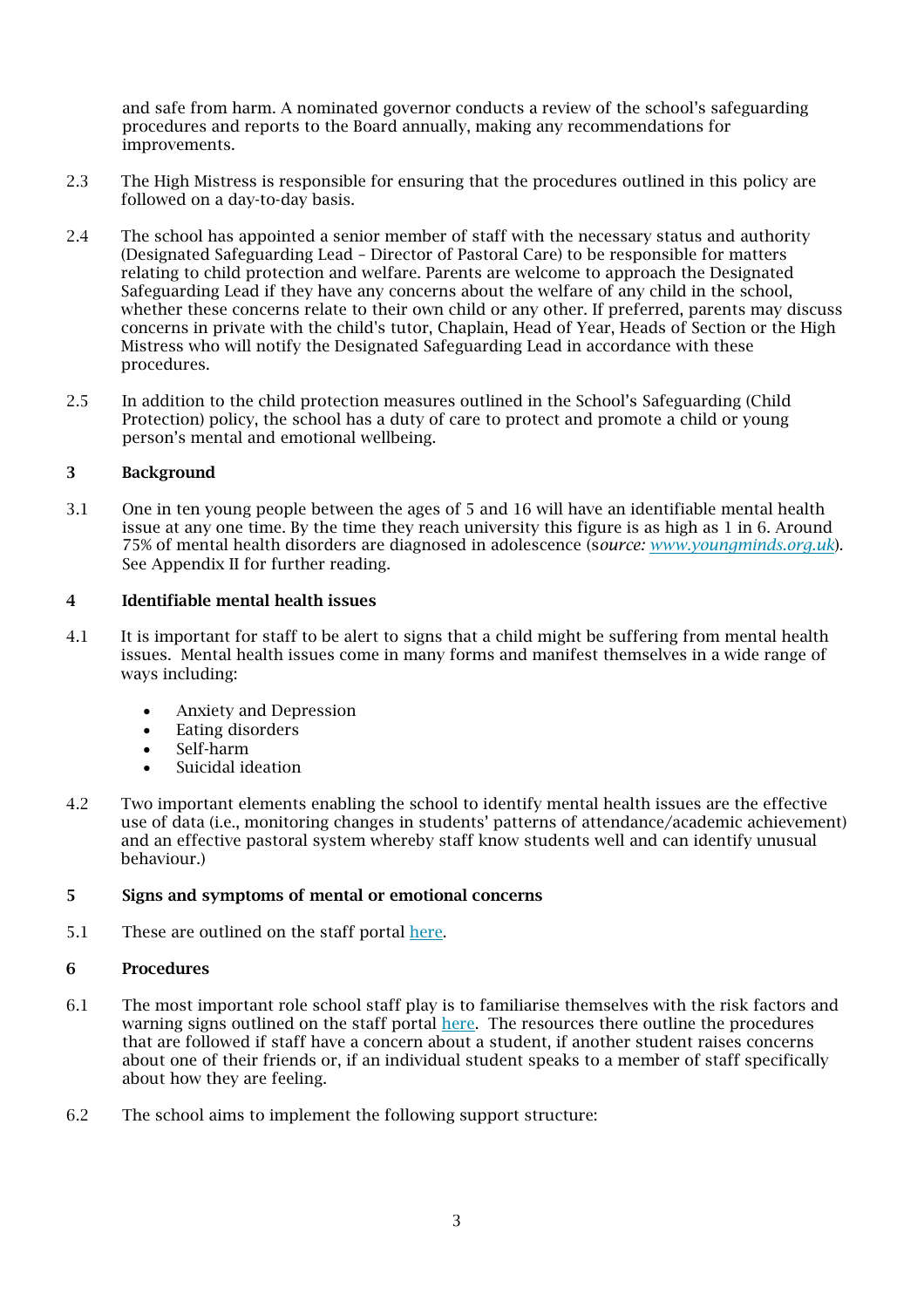and safe from harm. A nominated governor conducts a review of the school's safeguarding procedures and reports to the Board annually, making any recommendations for improvements.

2.3 The High Mistress is responsible for ensuring that the procedures outlined in this policy are followed on a day-to-day basis.

2.4 The school has appointed a senior member of staff with the necessary status and authority (Designated Safeguarding Lead – Director of Pastoral Care) to be responsible for matters relating to child protection and welfare. Parents are welcome to approach the Designated Safeguarding Lead if they have any concerns about the welfare of any child in the school, whether these concerns relate to their own child or any other. If preferred, parents may discuss concerns in private with the child's tutor, Chaplain, Head of Year, Heads of Section or the High Mistress who will notify the Designated Safeguarding Lead in accordance with these procedures.

2.5 In addition to the child protection measures outlined in the School's Safeguarding (Child Protection) policy, the school has a duty of care to protect and promote a child or young person's mental and emotional wellbeing.

## 3 Background

3.1 One in ten young people between the ages of 5 and 16 will have an identifiable mental health issue at any one time. By the time they reach university this figure is as high as 1 in 6. Around 75% of mental health disorders are diagnosed in adolescence (s*ource:* [www.youngminds.org.uk](www.youngminds.org.uk)). See Appendix II for further reading.

## 4 Identifiable mental health issues

4.1 It is important for staff to be alert to signs that a child might be suffering from mental health issues. Mental health issues come in many forms and manifest themselves in a wide range of ways including:

- Anxiety and Depression
- Eating disorders
- Self-harm
- Suicidal ideation

4.2 Two important elements enabling the school to identify mental health issues are the effective use of data (i.e., monitoring changes in students' patterns of attendance/academic achievement) and an effective pastoral system whereby staff know students well and can identify unusual behaviour.)

## 5 Signs and symptoms of mental or emotional concerns

5.1 These are outlined on the staff portal here.

## 6 Procedures

6.1 The most important role school staff play is to familiarise themselves with the risk factors and warning signs outlined on the staff portal here. The resources there outline the procedures that are followed if staff have a concern about a student, if another student raises concerns about one of their friends or, if an individual student speaks to a member of staff specifically about how they are feeling.

6.2 The school aims to implement the following support structure: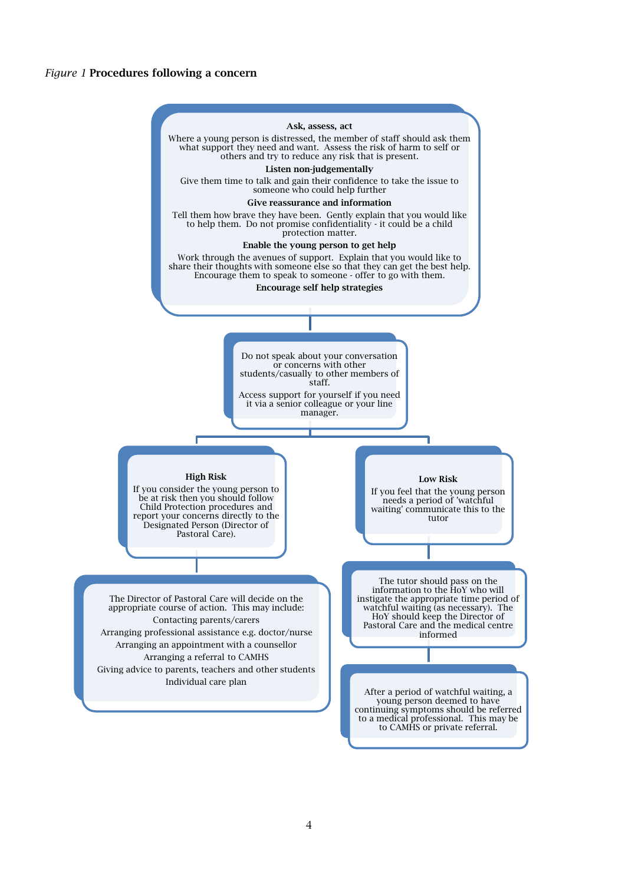*Figure 1* **Procedures following a concern**

**Ask, assess, act**

Where a young person is distressed, the member of staff should ask them what support they need and want. Assess the risk of harm to self or others and try to reduce any risk that is present.

**Listen non-judgementally**

Give them time to talk and gain their confidence to take the issue to someone who could help further

**Give reassurance and information**

Tell them how brave they have been. Gently explain that you would like to help them. Do not promise confidentiality - it could be a child protection matter.

**Enable the young person to get help**

Work through the avenues of support. Explain that you would like to share their thoughts with someone else so that they can get the best help. Encourage them to speak to someone - offer to go with them.

**Encourage self help strategies**

---

Do not speak about your conversation or concerns with other students/casually to other members of staff.

Access support for yourself if you need it via a senior colleague or your line manager.

---

**High Risk**

If you consider the young person to be at risk then you should follow Child Protection procedures and report your concerns directly to the Designated Person (Director of Pastoral Care).

The Director of Pastoral Care will decide on the appropriate course of action. This may include:

- Contacting parents/carers
- Arranging professional assistance e.g. doctor/nurse
- Arranging an appointment with a counsellor
- Arranging a referral to CAMHS
- Giving advice to parents, teachers and other students
- Individual care plan

---

**Low Risk**

If you feel that the young person needs a period of 'watchful waiting' communicate this to the tutor

The tutor should pass on the information to the HoY who will instigate the appropriate time period of watchful waiting (as necessary). The HoY should keep the Director of Pastoral Care and the medical centre informed

After a period of watchful waiting, a young person deemed to have continuing symptoms should be referred to a medical professional. This may be to CAMHS or private referral.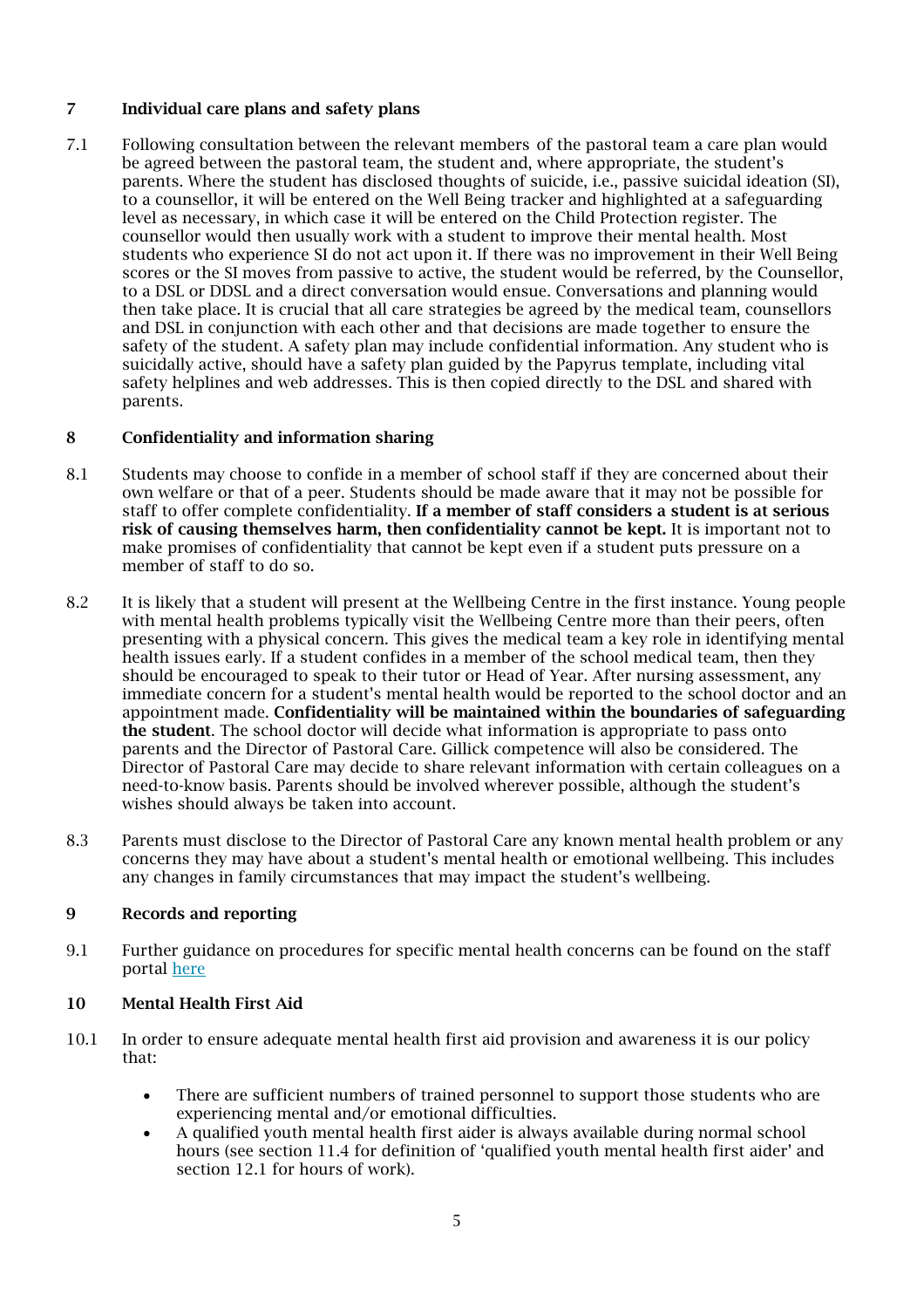## 7 Individual care plans and safety plans

7.1 Following consultation between the relevant members of the pastoral team a care plan would be agreed between the pastoral team, the student and, where appropriate, the student's parents. Where the student has disclosed thoughts of suicide, i.e., passive suicidal ideation (SI), to a counsellor, it will be entered on the Well Being tracker and highlighted at a safeguarding level as necessary, in which case it will be entered on the Child Protection register. The counsellor would then usually work with a student to improve their mental health. Most students who experience SI do not act upon it. If there was no improvement in their Well Being scores or the SI moves from passive to active, the student would be referred, by the Counsellor, to a DSL or DDSL and a direct conversation would ensue. Conversations and planning would then take place. It is crucial that all care strategies be agreed by the medical team, counsellors and DSL in conjunction with each other and that decisions are made together to ensure the safety of the student. A safety plan may include confidential information. Any student who is suicidally active, should have a safety plan guided by the Papyrus template, including vital safety helplines and web addresses. This is then copied directly to the DSL and shared with parents.

## 8 Confidentiality and information sharing

8.1 Students may choose to confide in a member of school staff if they are concerned about their own welfare or that of a peer. Students should be made aware that it may not be possible for staff to offer complete confidentiality. **If a member of staff considers a student is at serious risk of causing themselves harm, then confidentiality cannot be kept.** It is important not to make promises of confidentiality that cannot be kept even if a student puts pressure on a member of staff to do so.

8.2 It is likely that a student will present at the Wellbeing Centre in the first instance. Young people with mental health problems typically visit the Wellbeing Centre more than their peers, often presenting with a physical concern. This gives the medical team a key role in identifying mental health issues early. If a student confides in a member of the school medical team, then they should be encouraged to speak to their tutor or Head of Year. After nursing assessment, any immediate concern for a student's mental health would be reported to the school doctor and an appointment made. **Confidentiality will be maintained within the boundaries of safeguarding the student**. The school doctor will decide what information is appropriate to pass onto parents and the Director of Pastoral Care. Gillick competence will also be considered. The Director of Pastoral Care may decide to share relevant information with certain colleagues on a need-to-know basis. Parents should be involved wherever possible, although the student's wishes should always be taken into account.

8.3 Parents must disclose to the Director of Pastoral Care any known mental health problem or any concerns they may have about a student's mental health or emotional wellbeing. This includes any changes in family circumstances that may impact the student's wellbeing.

## 9 Records and reporting

9.1 Further guidance on procedures for specific mental health concerns can be found on the staff portal [here]

## 10 Mental Health First Aid

10.1 In order to ensure adequate mental health first aid provision and awareness it is our policy that:

- There are sufficient numbers of trained personnel to support those students who are experiencing mental and/or emotional difficulties.
- A qualified youth mental health first aider is always available during normal school hours (see section 11.4 for definition of 'qualified youth mental health first aider' and section 12.1 for hours of work).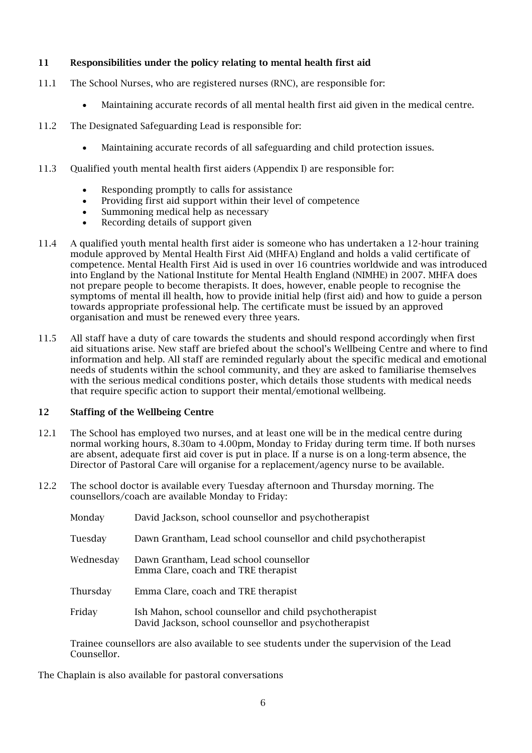## 11 Responsibilities under the policy relating to mental health first aid

11.1 The School Nurses, who are registered nurses (RNC), are responsible for:

- Maintaining accurate records of all mental health first aid given in the medical centre.

11.2 The Designated Safeguarding Lead is responsible for:

- Maintaining accurate records of all safeguarding and child protection issues.

11.3 Qualified youth mental health first aiders (Appendix I) are responsible for:

- Responding promptly to calls for assistance
- Providing first aid support within their level of competence
- Summoning medical help as necessary
- Recording details of support given

11.4 A qualified youth mental health first aider is someone who has undertaken a 12-hour training module approved by Mental Health First Aid (MHFA) England and holds a valid certificate of competence. Mental Health First Aid is used in over 16 countries worldwide and was introduced into England by the National Institute for Mental Health England (NIMHE) in 2007. MHFA does not prepare people to become therapists. It does, however, enable people to recognise the symptoms of mental ill health, how to provide initial help (first aid) and how to guide a person towards appropriate professional help. The certificate must be issued by an approved organisation and must be renewed every three years.

11.5 All staff have a duty of care towards the students and should respond accordingly when first aid situations arise. New staff are briefed about the school's Wellbeing Centre and where to find information and help. All staff are reminded regularly about the specific medical and emotional needs of students within the school community, and they are asked to familiarise themselves with the serious medical conditions poster, which details those students with medical needs that require specific action to support their mental/emotional wellbeing.

## 12 Staffing of the Wellbeing Centre

12.1 The School has employed two nurses, and at least one will be in the medical centre during normal working hours, 8.30am to 4.00pm, Monday to Friday during term time. If both nurses are absent, adequate first aid cover is put in place. If a nurse is on a long-term absence, the Director of Pastoral Care will organise for a replacement/agency nurse to be available.

12.2 The school doctor is available every Tuesday afternoon and Thursday morning. The counsellors/coach are available Monday to Friday:

| | |
|---|---|
| Monday | David Jackson, school counsellor and psychotherapist |
| Tuesday | Dawn Grantham, Lead school counsellor and child psychotherapist |
| Wednesday | Dawn Grantham, Lead school counsellor<br>Emma Clare, coach and TRE therapist |
| Thursday | Emma Clare, coach and TRE therapist |
| Friday | Ish Mahon, school counsellor and child psychotherapist<br>David Jackson, school counsellor and psychotherapist |

Trainee counsellors are also available to see students under the supervision of the Lead Counsellor.

The Chaplain is also available for pastoral conversations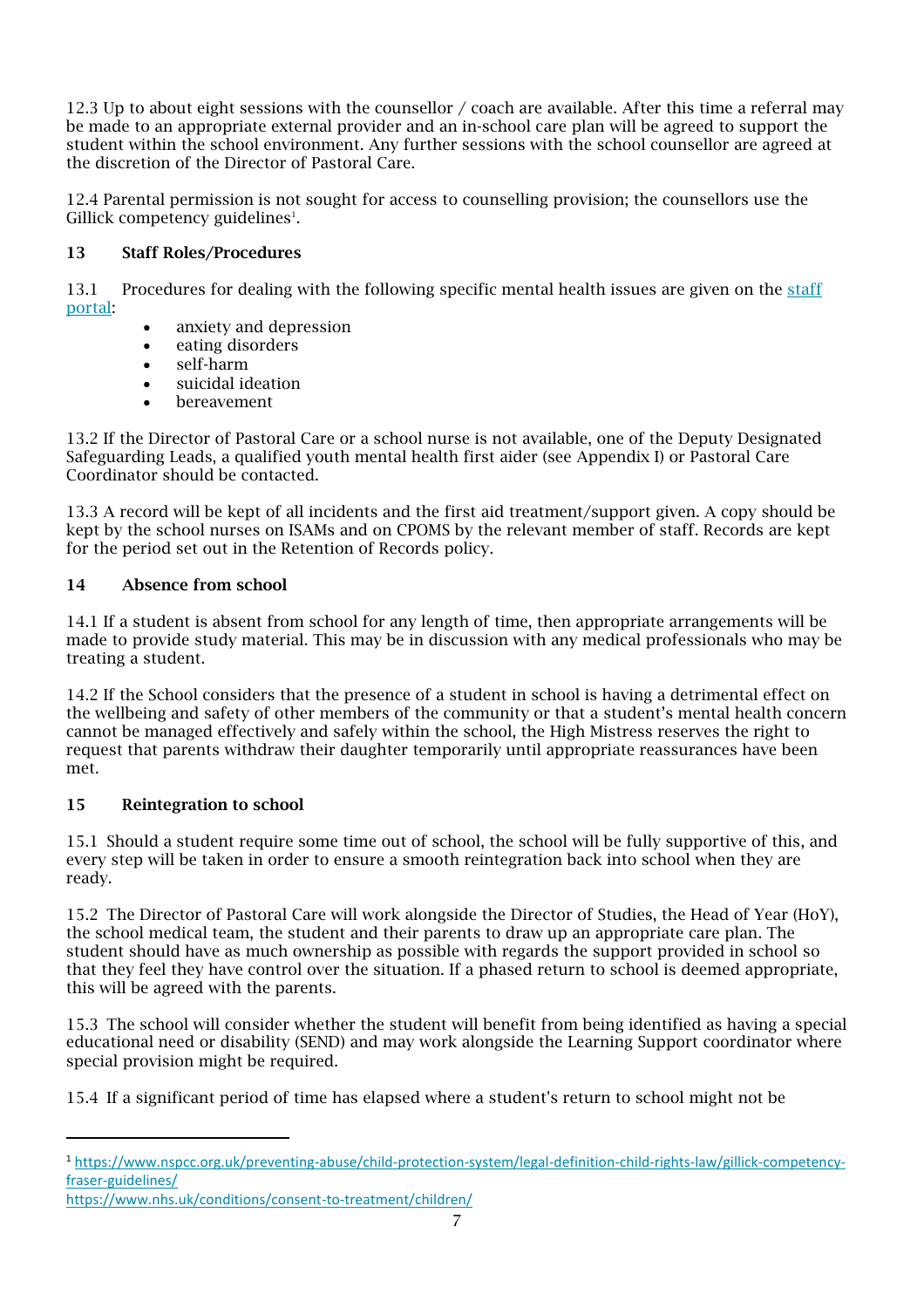12.3 Up to about eight sessions with the counsellor / coach are available. After this time a referral may be made to an appropriate external provider and an in-school care plan will be agreed to support the student within the school environment. Any further sessions with the school counsellor are agreed at the discretion of the Director of Pastoral Care.

12.4 Parental permission is not sought for access to counselling provision; the counsellors use the Gillick competency guidelines[1].

## 13 Staff Roles/Procedures

13.1 Procedures for dealing with the following specific mental health issues are given on the [staff portal](staff portal):

- anxiety and depression
- eating disorders
- self-harm
- suicidal ideation
- bereavement

13.2 If the Director of Pastoral Care or a school nurse is not available, one of the Deputy Designated Safeguarding Leads, a qualified youth mental health first aider (see Appendix I) or Pastoral Care Coordinator should be contacted.

13.3 A record will be kept of all incidents and the first aid treatment/support given. A copy should be kept by the school nurses on ISAMs and on CPOMS by the relevant member of staff. Records are kept for the period set out in the Retention of Records policy.

## 14 Absence from school

14.1 If a student is absent from school for any length of time, then appropriate arrangements will be made to provide study material. This may be in discussion with any medical professionals who may be treating a student.

14.2 If the School considers that the presence of a student in school is having a detrimental effect on the wellbeing and safety of other members of the community or that a student's mental health concern cannot be managed effectively and safely within the school, the High Mistress reserves the right to request that parents withdraw their daughter temporarily until appropriate reassurances have been met.

## 15 Reintegration to school

15.1 Should a student require some time out of school, the school will be fully supportive of this, and every step will be taken in order to ensure a smooth reintegration back into school when they are ready.

15.2 The Director of Pastoral Care will work alongside the Director of Studies, the Head of Year (HoY), the school medical team, the student and their parents to draw up an appropriate care plan. The student should have as much ownership as possible with regards the support provided in school so that they feel they have control over the situation. If a phased return to school is deemed appropriate, this will be agreed with the parents.

15.3 The school will consider whether the student will benefit from being identified as having a special educational need or disability (SEND) and may work alongside the Learning Support coordinator where special provision might be required.

15.4 If a significant period of time has elapsed where a student's return to school might not be

---

[1] https://www.nspcc.org.uk/preventing-abuse/child-protection-system/legal-definition-child-rights-law/gillick-competency-fraser-guidelines/
https://www.nhs.uk/conditions/consent-to-treatment/children/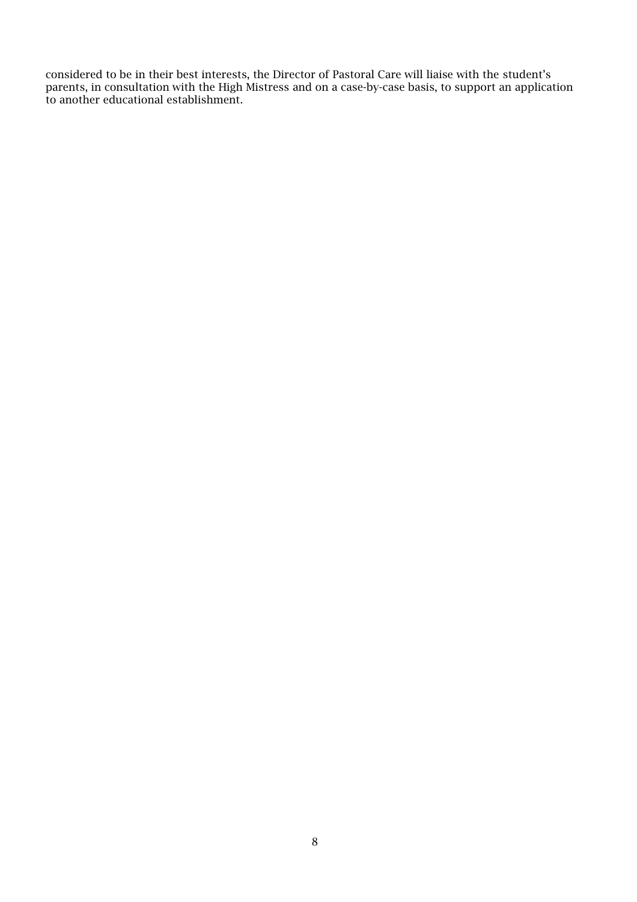considered to be in their best interests, the Director of Pastoral Care will liaise with the student's parents, in consultation with the High Mistress and on a case-by-case basis, to support an application to another educational establishment.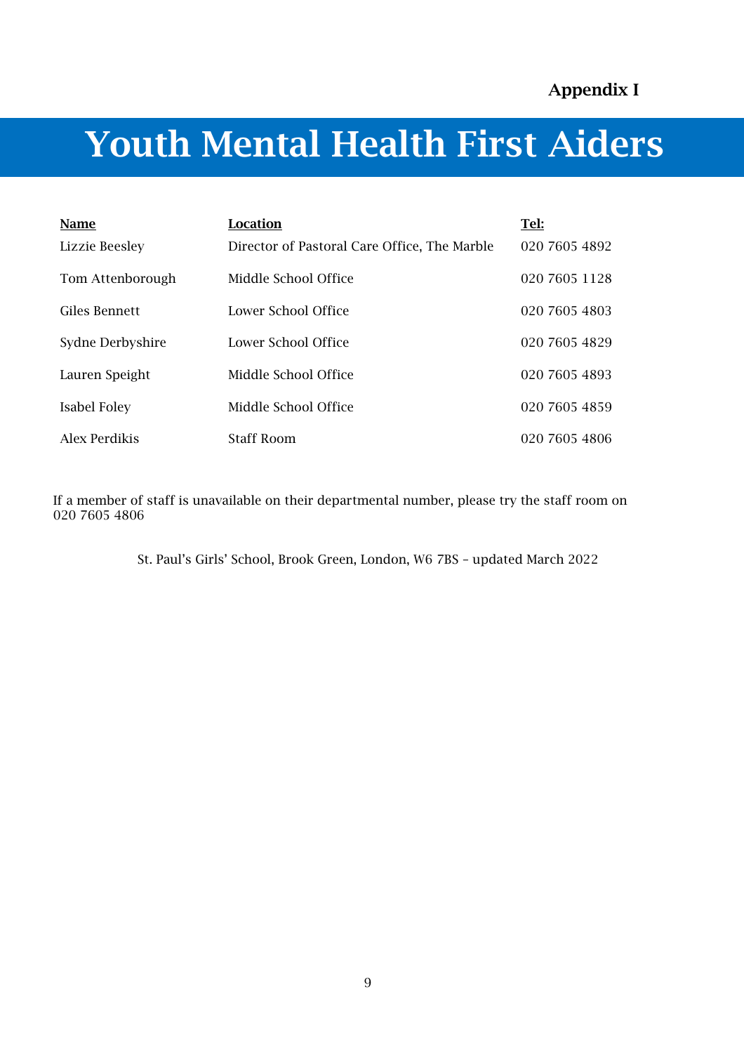Appendix I

# Youth Mental Health First Aiders

| Name | Location | Tel: |
| --- | --- | --- |
| Lizzie Beesley | Director of Pastoral Care Office, The Marble | 020 7605 4892 |
| Tom Attenborough | Middle School Office | 020 7605 1128 |
| Giles Bennett | Lower School Office | 020 7605 4803 |
| Sydne Derbyshire | Lower School Office | 020 7605 4829 |
| Lauren Speight | Middle School Office | 020 7605 4893 |
| Isabel Foley | Middle School Office | 020 7605 4859 |
| Alex Perdikis | Staff Room | 020 7605 4806 |

If a member of staff is unavailable on their departmental number, please try the staff room on 020 7605 4806

St. Paul's Girls' School, Brook Green, London, W6 7BS – updated March 2022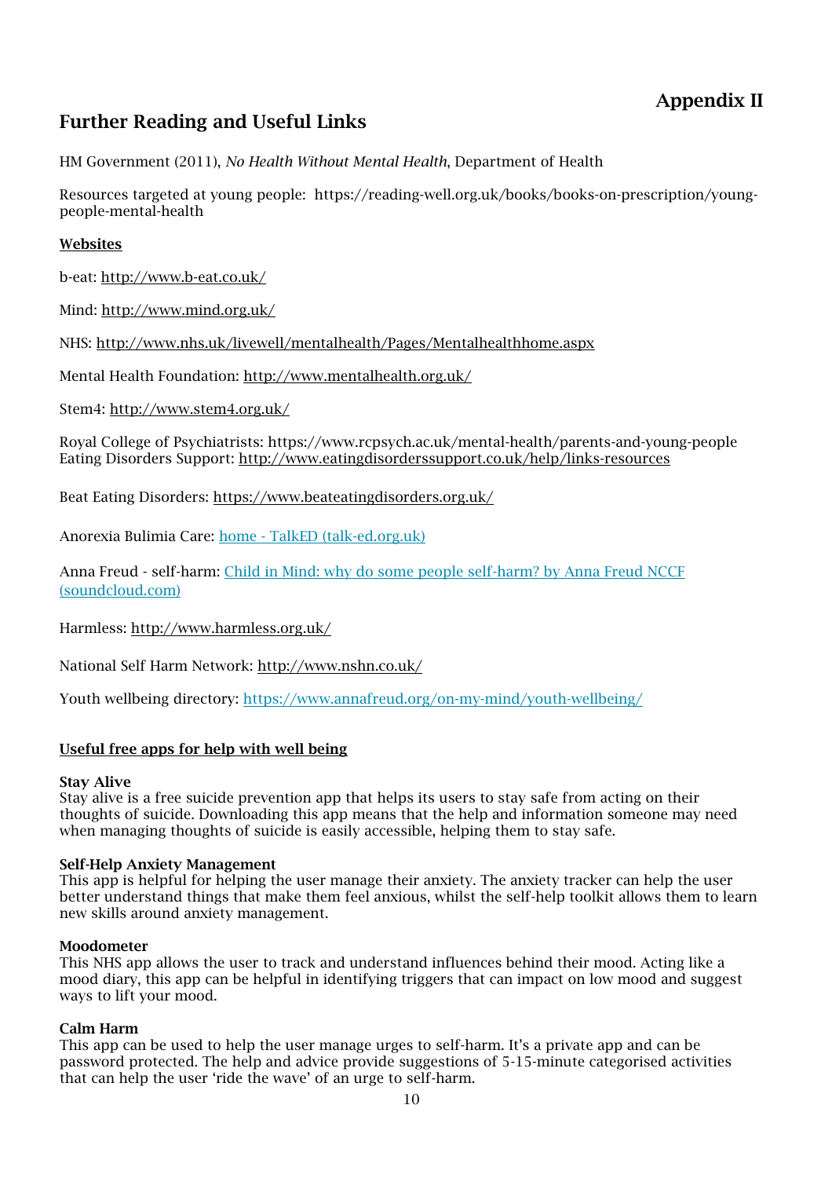# Appendix II

## Further Reading and Useful Links

HM Government (2011), *No Health Without Mental Health*, Department of Health

Resources targeted at young people: https://reading-well.org.uk/books/books-on-prescription/young-people-mental-health

**Websites**

b-eat: http://www.b-eat.co.uk/

Mind: http://www.mind.org.uk/

NHS: http://www.nhs.uk/livewell/mentalhealth/Pages/Mentalhealthhome.aspx

Mental Health Foundation: http://www.mentalhealth.org.uk/

Stem4: http://www.stem4.org.uk/

Royal College of Psychiatrists: https://www.rcpsych.ac.uk/mental-health/parents-and-young-people
Eating Disorders Support: http://www.eatingdisorderssupport.co.uk/help/links-resources

Beat Eating Disorders: https://www.beateatingdisorders.org.uk/

Anorexia Bulimia Care: home - TalkED (talk-ed.org.uk)

Anna Freud - self-harm: Child in Mind: why do some people self-harm? by Anna Freud NCCF (soundcloud.com)

Harmless: http://www.harmless.org.uk/

National Self Harm Network: http://www.nshn.co.uk/

Youth wellbeing directory: https://www.annafreud.org/on-my-mind/youth-wellbeing/

**Useful free apps for help with well being**

**Stay Alive**
Stay alive is a free suicide prevention app that helps its users to stay safe from acting on their thoughts of suicide. Downloading this app means that the help and information someone may need when managing thoughts of suicide is easily accessible, helping them to stay safe.

**Self-Help Anxiety Management**
This app is helpful for helping the user manage their anxiety. The anxiety tracker can help the user better understand things that make them feel anxious, whilst the self-help toolkit allows them to learn new skills around anxiety management.

**Moodometer**
This NHS app allows the user to track and understand influences behind their mood. Acting like a mood diary, this app can be helpful in identifying triggers that can impact on low mood and suggest ways to lift your mood.

**Calm Harm**
This app can be used to help the user manage urges to self-harm. It's a private app and can be password protected. The help and advice provide suggestions of 5-15-minute categorised activities that can help the user 'ride the wave' of an urge to self-harm.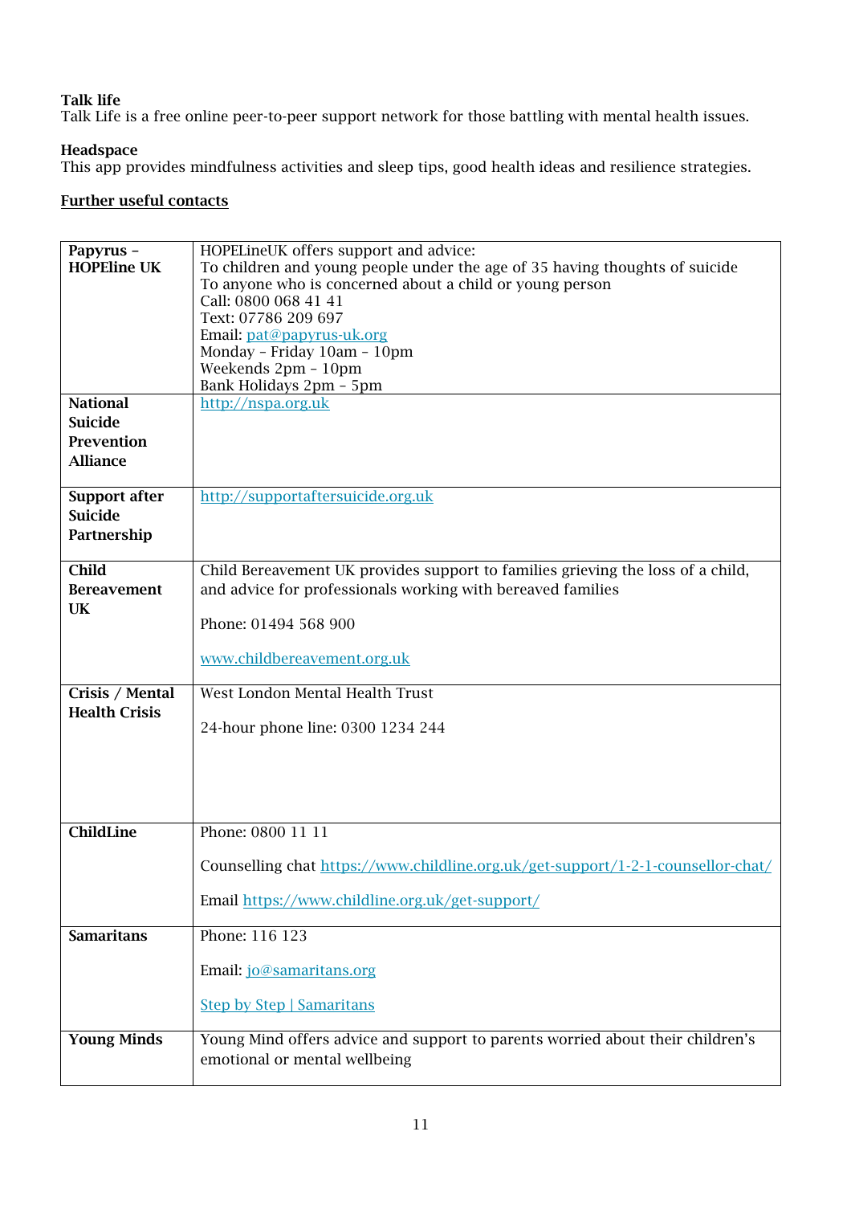**Talk life**
Talk Life is a free online peer-to-peer support network for those battling with mental health issues.

**Headspace**
This app provides mindfulness activities and sleep tips, good health ideas and resilience strategies.

**<u>Further useful contacts</u>**

| | |
|---|---|
| **Papyrus – HOPEline UK** | HOPELineUK offers support and advice:<br>To children and young people under the age of 35 having thoughts of suicide<br>To anyone who is concerned about a child or young person<br>Call: 0800 068 41 41<br>Text: 07786 209 697<br>Email: pat@papyrus-uk.org<br>Monday – Friday 10am – 10pm<br>Weekends 2pm – 10pm<br>Bank Holidays 2pm – 5pm |
| **National Suicide Prevention Alliance** | http://nspa.org.uk |
| **Support after Suicide Partnership** | http://supportaftersuicide.org.uk |
| **Child Bereavement UK** | Child Bereavement UK provides support to families grieving the loss of a child, and advice for professionals working with bereaved families<br><br>Phone: 01494 568 900<br><br>www.childbereavement.org.uk |
| **Crisis / Mental Health Crisis** | West London Mental Health Trust<br><br>24-hour phone line: 0300 1234 244 |
| **ChildLine** | Phone: 0800 11 11<br><br>Counselling chat https://www.childline.org.uk/get-support/1-2-1-counsellor-chat/<br><br>Email https://www.childline.org.uk/get-support/ |
| **Samaritans** | Phone: 116 123<br><br>Email: jo@samaritans.org<br><br>Step by Step \| Samaritans |
| **Young Minds** | Young Mind offers advice and support to parents worried about their children's emotional or mental wellbeing |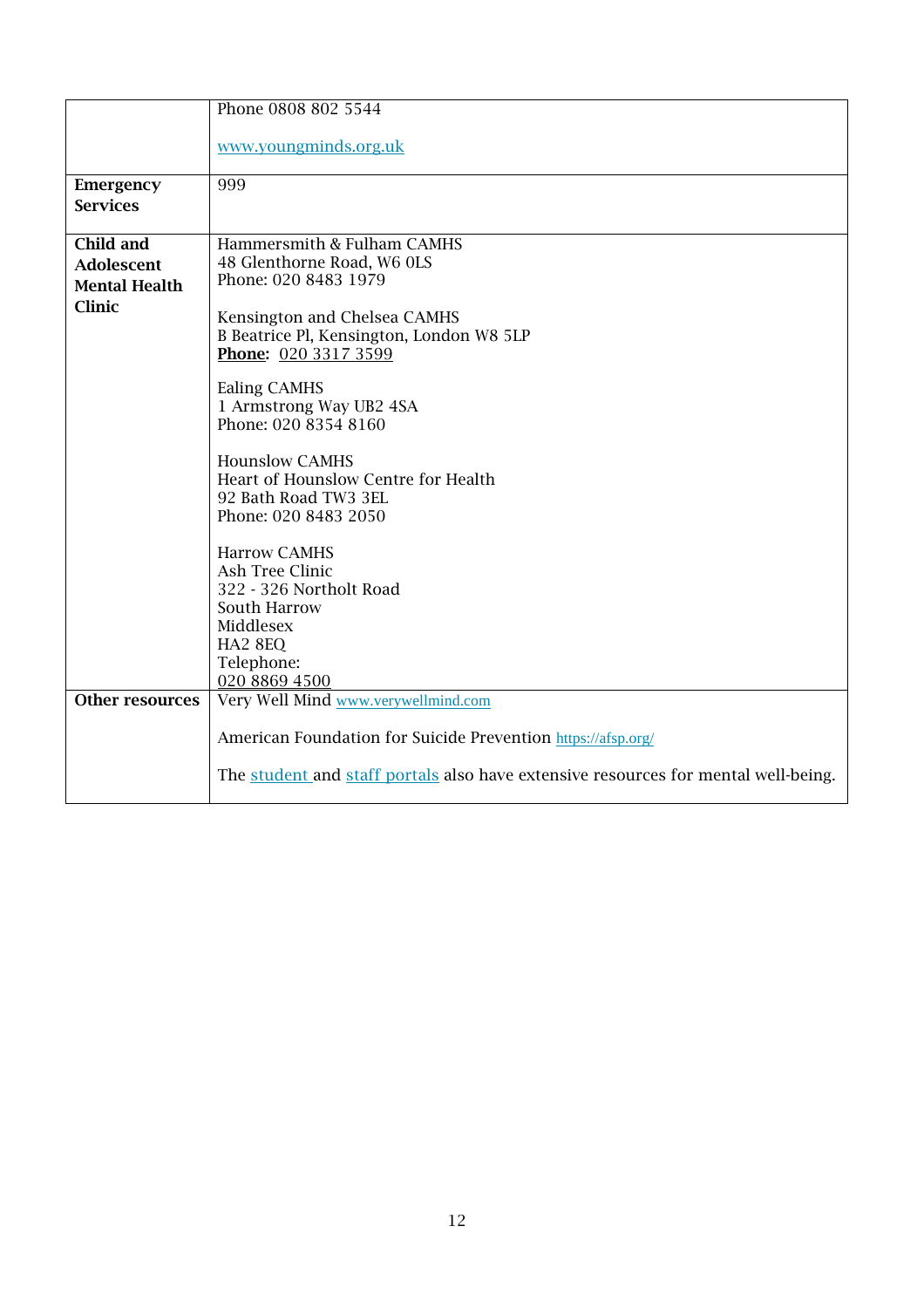| | |
|---|---|
| | Phone 0808 802 5544<br><br>www.youngminds.org.uk |
| **Emergency Services** | 999 |
| **Child and Adolescent Mental Health Clinic** | Hammersmith & Fulham CAMHS<br>48 Glenthorne Road, W6 0LS<br>Phone: 020 8483 1979<br><br>Kensington and Chelsea CAMHS<br>B Beatrice Pl, Kensington, London W8 5LP<br>**Phone:** 020 3317 3599<br><br>Ealing CAMHS<br>1 Armstrong Way UB2 4SA<br>Phone: 020 8354 8160<br><br>Hounslow CAMHS<br>Heart of Hounslow Centre for Health<br>92 Bath Road TW3 3EL<br>Phone: 020 8483 2050<br><br>Harrow CAMHS<br>Ash Tree Clinic<br>322 - 326 Northolt Road<br>South Harrow<br>Middlesex<br>HA2 8EQ<br>Telephone:<br>020 8869 4500 |
| **Other resources** | Very Well Mind www.verywellmind.com<br><br>American Foundation for Suicide Prevention https://afsp.org/<br><br>The student and staff portals also have extensive resources for mental well-being. |